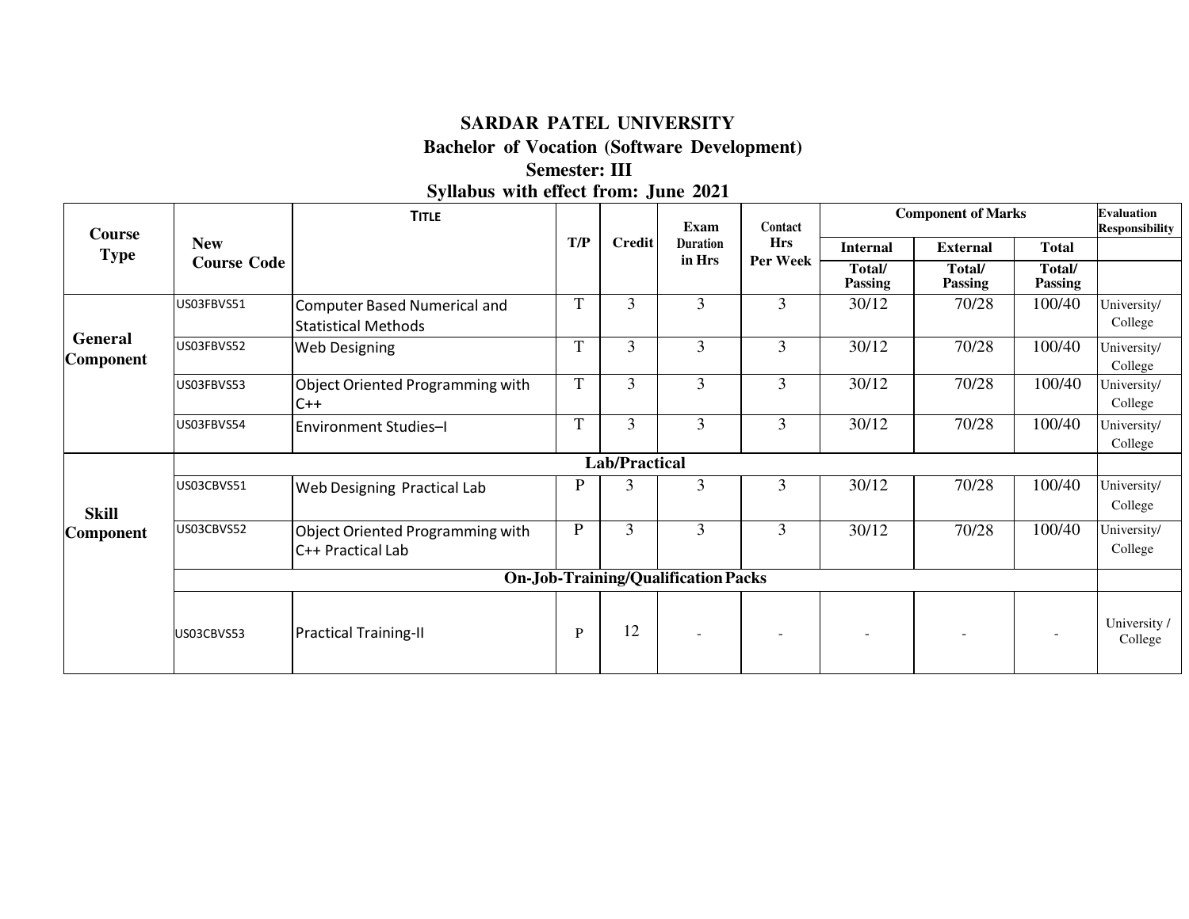# SARDAR PATEL UNIVERSITY

## Bachelor of Vocation (Software Development)

### Semester: III

### Syllabus with effect from: June 2021

| Course Type | New Course Code | TITLE | T/P | Credit | Exam Duration in Hrs | Contact Hrs Per Week | Component of Marks | | | Evaluation Responsibility |
|---|---|---|---|---|---|---|---|---|---|---|
| | | | | | | | Internal | External | Total | |
| | | | | | | | Total/ Passing | Total/ Passing | Total/ Passing | |
| General Component | US03FBVS51 | Computer Based Numerical and Statistical Methods | T | 3 | 3 | 3 | 30/12 | 70/28 | 100/40 | University/ College |
| | US03FBVS52 | Web Designing | T | 3 | 3 | 3 | 30/12 | 70/28 | 100/40 | University/ College |
| | US03FBVS53 | Object Oriented Programming with C++ | T | 3 | 3 | 3 | 30/12 | 70/28 | 100/40 | University/ College |
| | US03FBVS54 | Environment Studies–I | T | 3 | 3 | 3 | 30/12 | 70/28 | 100/40 | University/ College |
| Skill Component | **Lab/Practical** | | | | | | | | | |
| | US03CBVS51 | Web Designing Practical Lab | P | 3 | 3 | 3 | 30/12 | 70/28 | 100/40 | University/ College |
| | US03CBVS52 | Object Oriented Programming with C++ Practical Lab | P | 3 | 3 | 3 | 30/12 | 70/28 | 100/40 | University/ College |
| | **On-Job-Training/Qualification Packs** | | | | | | | | | |
| | US03CBVS53 | Practical Training-II | P | 12 | - | - | - | - | - | University / College |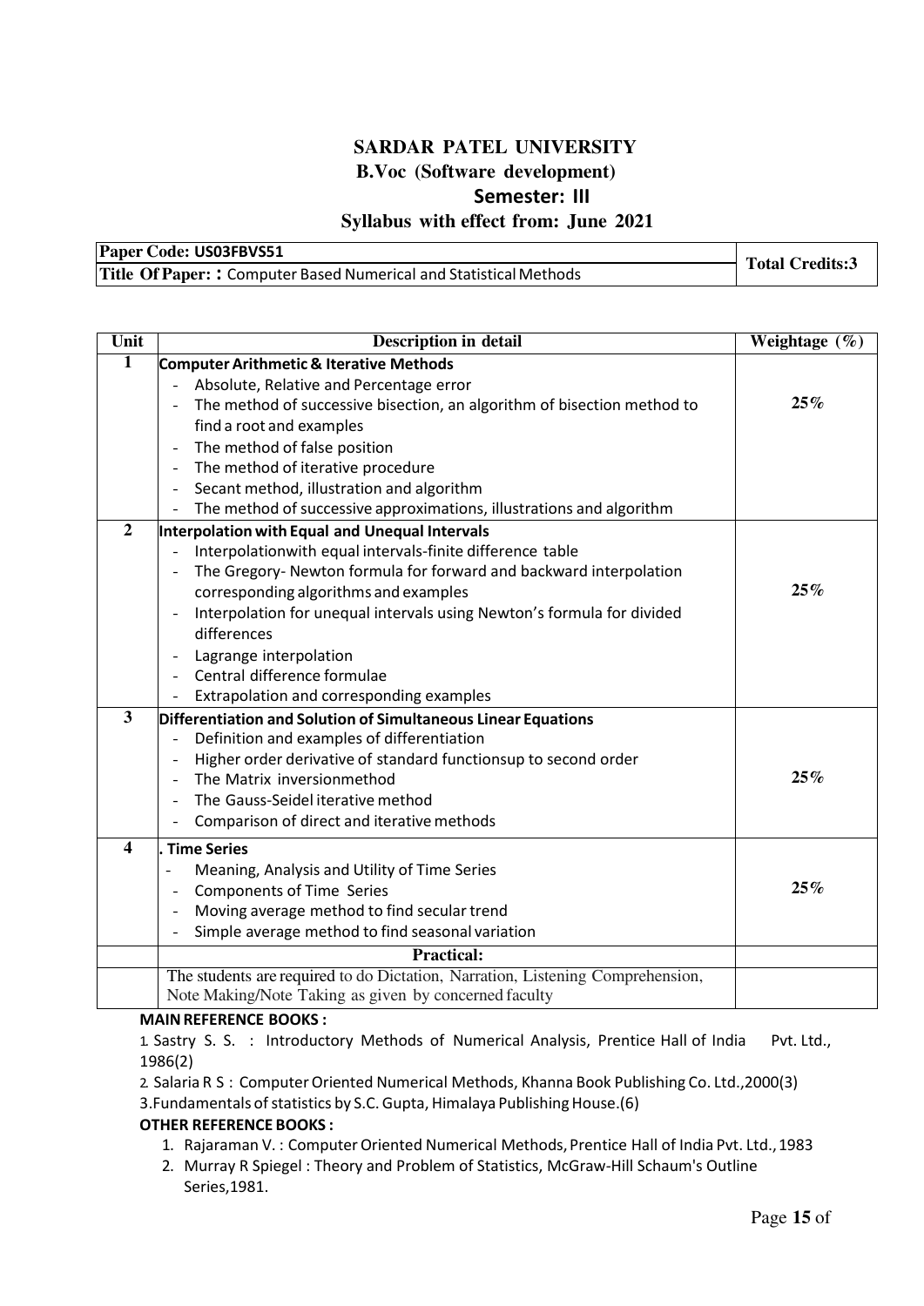# SARDAR PATEL UNIVERSITY

## B.Voc (Software development)

## Semester: III

## Syllabus with effect from: June 2021

| Paper Code: US03FBVS51 | Total Credits:3 |
|---|---|
| **Title Of Paper: :** Computer Based Numerical and Statistical Methods | |

| Unit | Description in detail | Weightage (%) |
|---|---|---|
| 1 | **Computer Arithmetic & Iterative Methods**<br>- Absolute, Relative and Percentage error<br>- The method of successive bisection, an algorithm of bisection method to find a root and examples<br>- The method of false position<br>- The method of iterative procedure<br>- Secant method, illustration and algorithm<br>- The method of successive approximations, illustrations and algorithm | **25%** |
| 2 | **Interpolation with Equal and Unequal Intervals**<br>- Interpolationwith equal intervals-finite difference table<br>- The Gregory- Newton formula for forward and backward interpolation corresponding algorithms and examples<br>- Interpolation for unequal intervals using Newton's formula for divided differences<br>- Lagrange interpolation<br>- Central difference formulae<br>- Extrapolation and corresponding examples | **25%** |
| 3 | **Differentiation and Solution of Simultaneous Linear Equations**<br>- Definition and examples of differentiation<br>- Higher order derivative of standard functionsup to second order<br>- The Matrix inversionmethod<br>- The Gauss-Seidel iterative method<br>- Comparison of direct and iterative methods | **25%** |
| 4 | **. Time Series**<br>- Meaning, Analysis and Utility of Time Series<br>- Components of Time Series<br>- Moving average method to find secular trend<br>- Simple average method to find seasonal variation | **25%** |
| | **Practical:** | |
| | The students are required to do Dictation, Narration, Listening Comprehension, Note Making/Note Taking as given by concerned faculty | |

**MAIN REFERENCE BOOKS :**

1. Sastry S. S. : Introductory Methods of Numerical Analysis, Prentice Hall of India Pvt. Ltd., 1986(2)
2. Salaria R S : Computer Oriented Numerical Methods, Khanna Book Publishing Co. Ltd.,2000(3)
3. Fundamentals of statistics by S.C. Gupta, Himalaya Publishing House.(6)

**OTHER REFERENCE BOOKS :**

1. Rajaraman V. : Computer Oriented Numerical Methods, Prentice Hall of India Pvt. Ltd., 1983
2. Murray R Spiegel : Theory and Problem of Statistics, McGraw-Hill Schaum's Outline Series,1981.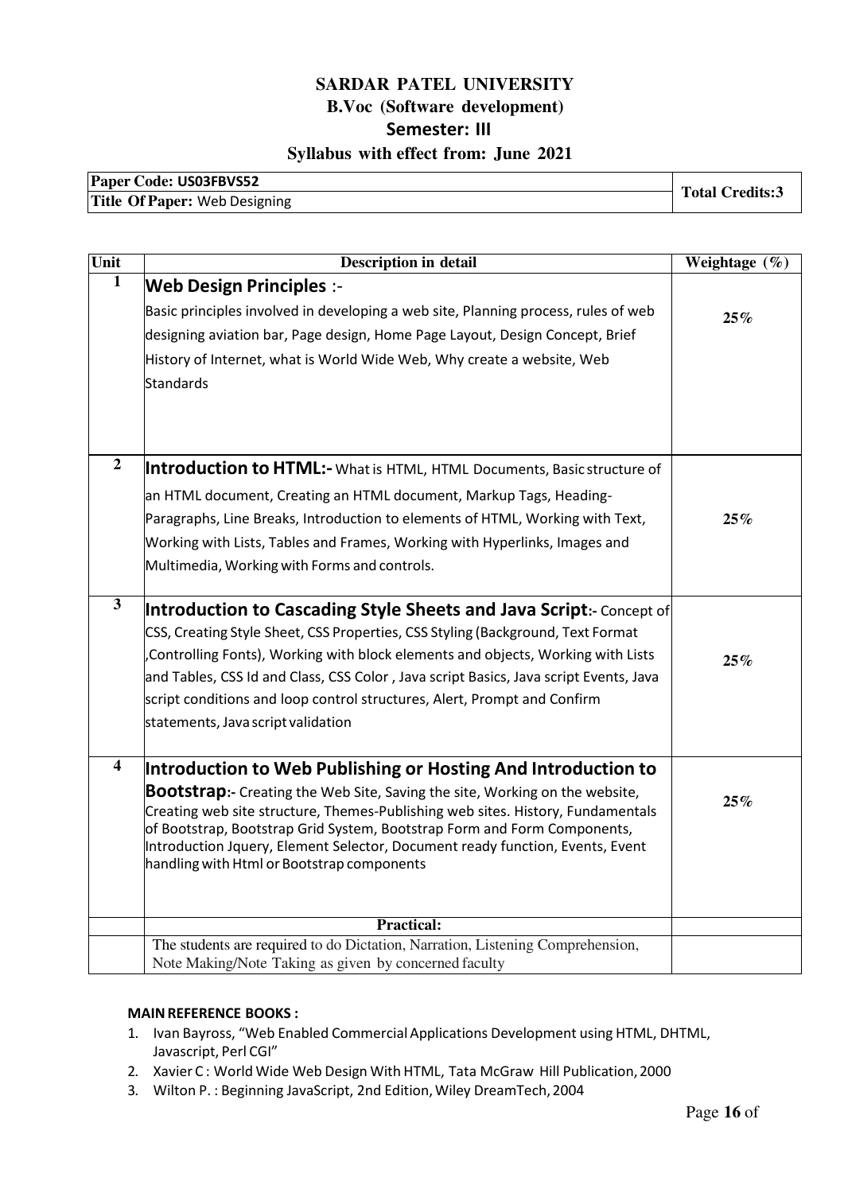# SARDAR PATEL UNIVERSITY

## B.Voc (Software development)

## Semester: III

## Syllabus with effect from: June 2021

| Paper Code: US03FBVS52 | Total Credits:3 |
|---|---|
| **Title Of Paper:** Web Designing | |

| Unit | Description in detail | Weightage (%) |
|---|---|---|
| 1 | **Web Design Principles** :- Basic principles involved in developing a web site, Planning process, rules of web designing aviation bar, Page design, Home Page Layout, Design Concept, Brief History of Internet, what is World Wide Web, Why create a website, Web Standards | 25% |
| 2 | **Introduction to HTML:-** What is HTML, HTML Documents, Basic structure of an HTML document, Creating an HTML document, Markup Tags, Heading-Paragraphs, Line Breaks, Introduction to elements of HTML, Working with Text, Working with Lists, Tables and Frames, Working with Hyperlinks, Images and Multimedia, Working with Forms and controls. | 25% |
| 3 | **Introduction to Cascading Style Sheets and Java Script:-** Concept of CSS, Creating Style Sheet, CSS Properties, CSS Styling (Background, Text Format ,Controlling Fonts), Working with block elements and objects, Working with Lists and Tables, CSS Id and Class, CSS Color , Java script Basics, Java script Events, Java script conditions and loop control structures, Alert, Prompt and Confirm statements, Java script validation | 25% |
| 4 | **Introduction to Web Publishing or Hosting And Introduction to Bootstrap:-** Creating the Web Site, Saving the site, Working on the website, Creating web site structure, Themes-Publishing web sites. History, Fundamentals of Bootstrap, Bootstrap Grid System, Bootstrap Form and Form Components, Introduction Jquery, Element Selector, Document ready function, Events, Event handling with Html or Bootstrap components | 25% |
| | **Practical:** | |
| | The students are required to do Dictation, Narration, Listening Comprehension, Note Making/Note Taking as given by concerned faculty | |

**MAIN REFERENCE BOOKS :**

1. Ivan Bayross, "Web Enabled Commercial Applications Development using HTML, DHTML, Javascript, Perl CGI"
2. Xavier C : World Wide Web Design With HTML, Tata McGraw Hill Publication, 2000
3. Wilton P. : Beginning JavaScript, 2nd Edition, Wiley DreamTech, 2004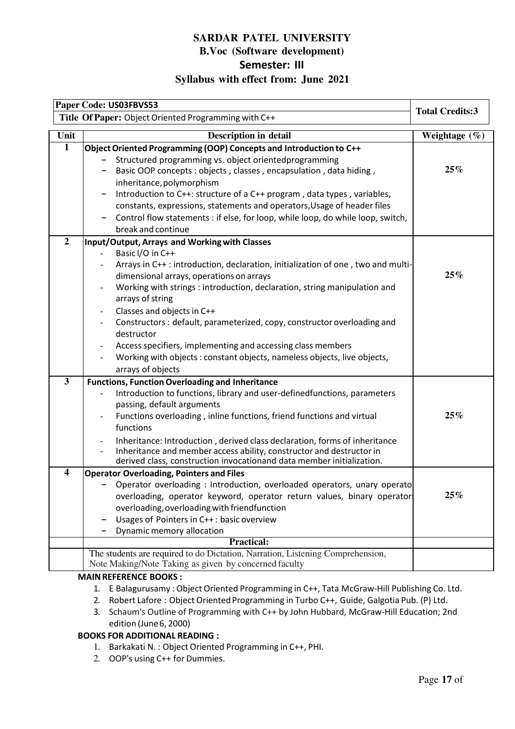# SARDAR PATEL UNIVERSITY

## B.Voc (Software development)

## Semester: III

## Syllabus with effect from: June 2021

| **Paper Code: US03FBVS53** | **Total Credits:3** |
|---|---|
| **Title Of Paper:** Object Oriented Programming with C++ | |

| Unit | Description in detail | Weightage (%) |
|---|---|---|
| **1** | **Object Oriented Programming (OOP) Concepts and Introduction to C++**<br>- Structured programming vs. object orientedprogramming<br>- Basic OOP concepts : objects , classes , encapsulation , data hiding , inheritance, polymorphism<br>- Introduction to C++: structure of a C++ program , data types , variables, constants, expressions, statements and operators, Usage of header files<br>- Control flow statements : if else, for loop, while loop, do while loop, switch, break and continue | **25%** |
| **2** | **Input/Output, Arrays and Working with Classes**<br>- Basic I/O in C++<br>- Arrays in C++ : introduction, declaration, initialization of one , two and multi-dimensional arrays, operations on arrays<br>- Working with strings : introduction, declaration, string manipulation and arrays of string<br>- Classes and objects in C++<br>- Constructors : default, parameterized, copy, constructor overloading and destructor<br>- Access specifiers, implementing and accessing class members<br>- Working with objects : constant objects, nameless objects, live objects, arrays of objects | **25%** |
| **3** | **Functions, Function Overloading and Inheritance**<br>- Introduction to functions, library and user-definedfunctions, parameters passing, default arguments<br>- Functions overloading , inline functions, friend functions and virtual functions<br>- Inheritance: Introduction , derived class declaration, forms of inheritance<br>- Inheritance and member access ability, constructor and destructor in derived class, construction invocationand data member initialization. | **25%** |
| **4** | **Operator Overloading, Pointers and Files**<br>- Operator overloading : Introduction, overloaded operators, unary operator overloading, operator keyword, operator return values, binary operators overloading, overloading with friendfunction<br>- Usages of Pointers in C++ : basic overview<br>- Dynamic memory allocation | **25%** |
| | **Practical:** | |
| | The students are required to do Dictation, Narration, Listening Comprehension, Note Making/Note Taking as given by concerned faculty | |

**MAIN REFERENCE BOOKS :**

1. E Balagurusamy : Object Oriented Programming in C++, Tata McGraw-Hill Publishing Co. Ltd.
2. Robert Lafore : Object Oriented Programming in Turbo C++, Guide, Galgotia Pub. (P) Ltd.
3. Schaum's Outline of Programming with C++ by John Hubbard, McGraw-Hill Education; 2nd edition (June 6, 2000)

**BOOKS FOR ADDITIONAL READING :**

1. Barkakati N. : Object Oriented Programming in C++, PHI.
2. OOP's using C++ for Dummies.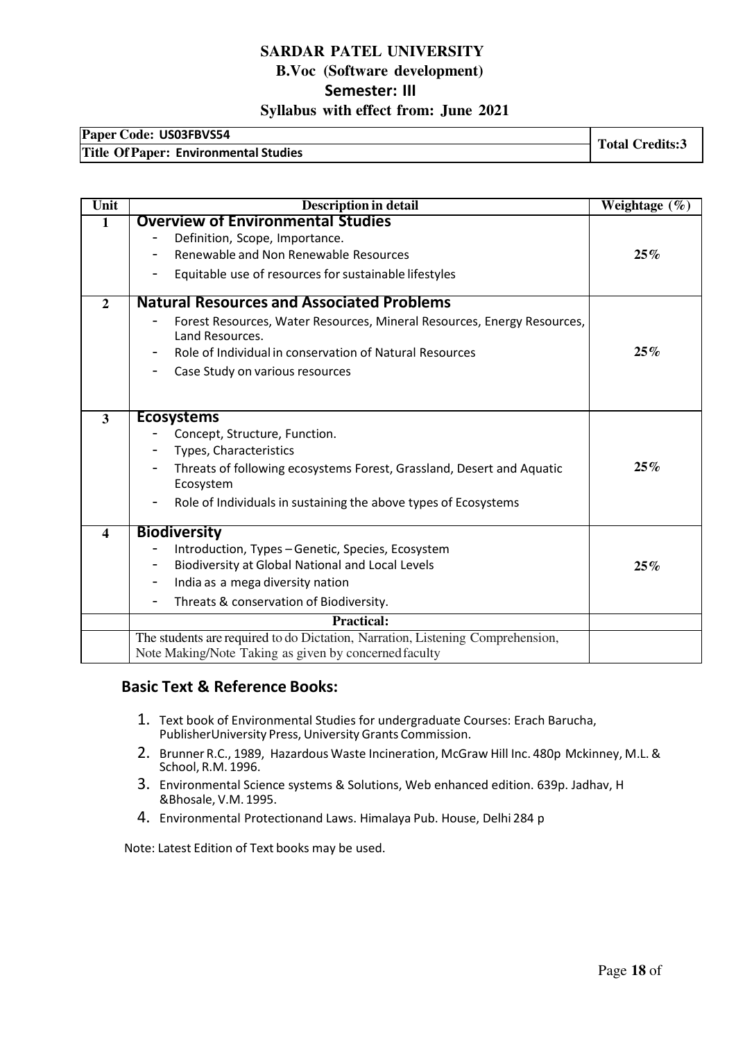# SARDAR PATEL UNIVERSITY

## B.Voc (Software development)

## Semester: III

## Syllabus with effect from: June 2021

| Paper Code: US03FBVS54 | Total Credits:3 |
|---|---|
| Title Of Paper: Environmental Studies | |

| Unit | Description in detail | Weightage (%) |
|---|---|---|
| 1 | **Overview of Environmental Studies**<br>- Definition, Scope, Importance.<br>- Renewable and Non Renewable Resources<br>- Equitable use of resources for sustainable lifestyles | **25%** |
| 2 | **Natural Resources and Associated Problems**<br>- Forest Resources, Water Resources, Mineral Resources, Energy Resources, Land Resources.<br>- Role of Individual in conservation of Natural Resources<br>- Case Study on various resources | **25%** |
| 3 | **Ecosystems**<br>- Concept, Structure, Function.<br>- Types, Characteristics<br>- Threats of following ecosystems Forest, Grassland, Desert and Aquatic Ecosystem<br>- Role of Individuals in sustaining the above types of Ecosystems | **25%** |
| 4 | **Biodiversity**<br>- Introduction, Types – Genetic, Species, Ecosystem<br>- Biodiversity at Global National and Local Levels<br>- India as a mega diversity nation<br>- Threats & conservation of Biodiversity. | **25%** |
| | **Practical:** | |
| | The students are required to do Dictation, Narration, Listening Comprehension, Note Making/Note Taking as given by concerned faculty | |

### Basic Text & Reference Books:

1. Text book of Environmental Studies for undergraduate Courses: Erach Barucha, PublisherUniversity Press, University Grants Commission.
2. Brunner R.C., 1989, Hazardous Waste Incineration, McGraw Hill Inc. 480p Mckinney, M.L. & School, R.M. 1996.
3. Environmental Science systems & Solutions, Web enhanced edition. 639p. Jadhav, H &Bhosale, V.M. 1995.
4. Environmental Protectionand Laws. Himalaya Pub. House, Delhi 284 p

Note: Latest Edition of Text books may be used.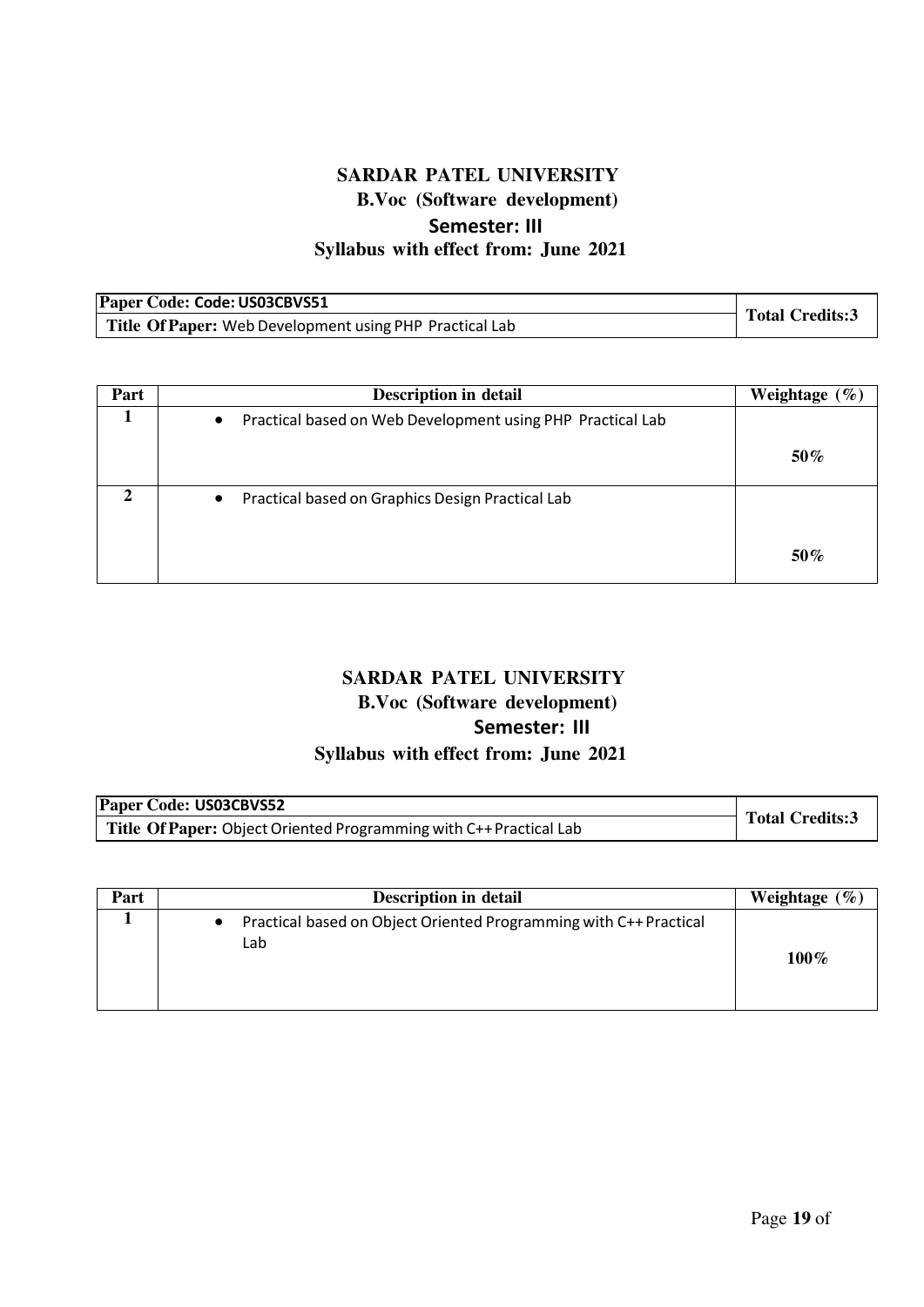# SARDAR PATEL UNIVERSITY

## B.Voc (Software development)

## Semester: III

## Syllabus with effect from: June 2021

| Paper Code: Code: US03CBVS51 | Total Credits:3 |
|---|---|
| **Title Of Paper:** Web Development using PHP Practical Lab | |

| Part | Description in detail | Weightage (%) |
|---|---|---|
| 1 | • Practical based on Web Development using PHP Practical Lab | 50% |
| 2 | • Practical based on Graphics Design Practical Lab | 50% |

# SARDAR PATEL UNIVERSITY

## B.Voc (Software development)

## Semester: III

## Syllabus with effect from: June 2021

| Paper Code: US03CBVS52 | Total Credits:3 |
|---|---|
| **Title Of Paper:** Object Oriented Programming with C++ Practical Lab | |

| Part | Description in detail | Weightage (%) |
|---|---|---|
| 1 | • Practical based on Object Oriented Programming with C++ Practical Lab | 100% |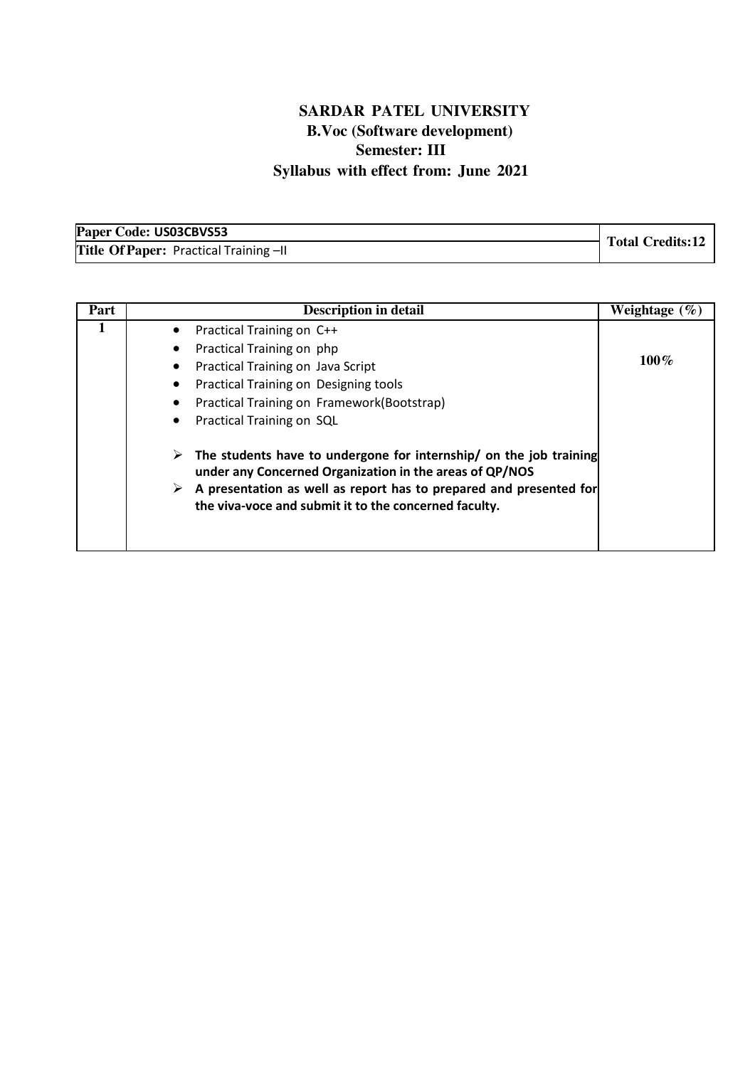# SARDAR PATEL UNIVERSITY
## B.Voc (Software development)
## Semester: III
## Syllabus with effect from: June 2021

| Paper Code: US03CBVS53 | Total Credits:12 |
|---|---|
| Title Of Paper: Practical Training –II | |

| Part | Description in detail | Weightage (%) |
|---|---|---|
| 1 | • Practical Training on C++<br>• Practical Training on php<br>• Practical Training on Java Script<br>• Practical Training on Designing tools<br>• Practical Training on Framework(Bootstrap)<br>• Practical Training on SQL<br><br>➢ **The students have to undergone for internship/ on the job training under any Concerned Organization in the areas of QP/NOS**<br>➢ **A presentation as well as report has to prepared and presented for the viva-voce and submit it to the concerned faculty.** | **100%** |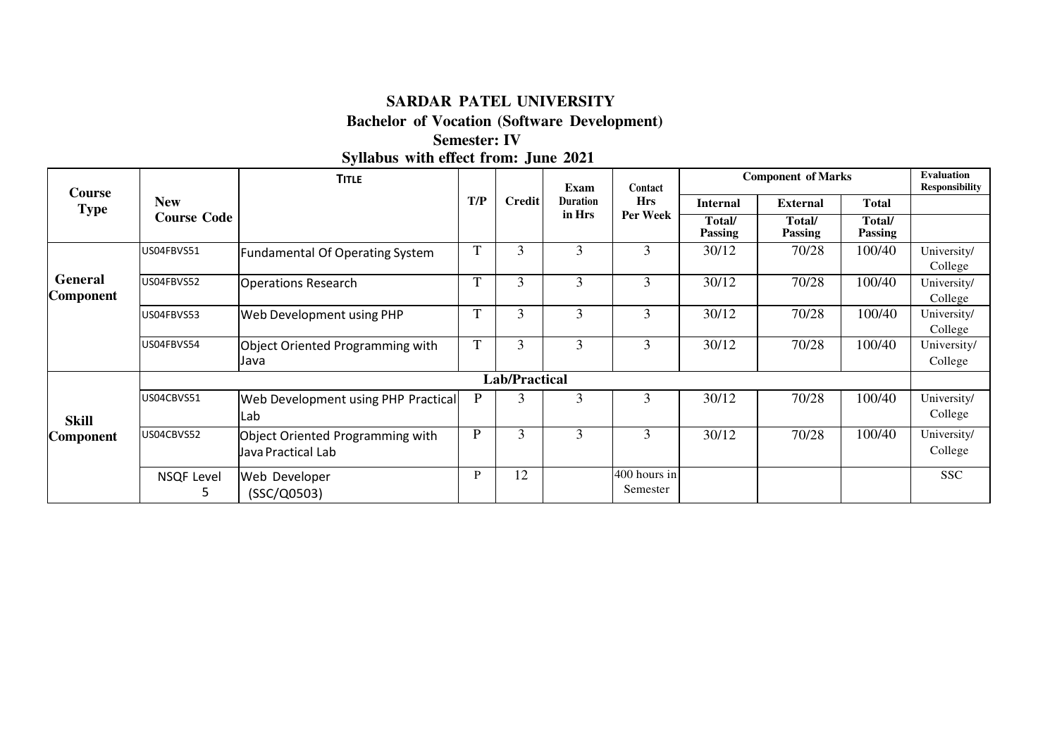# SARDAR PATEL UNIVERSITY

## Bachelor of Vocation (Software Development)

### Semester: IV

### Syllabus with effect from: June 2021

| Course Type | New Course Code | TITLE | T/P | Credit | Exam Duration in Hrs | Contact Hrs Per Week | Component of Marks | | | Evaluation Responsibility |
|---|---|---|---|---|---|---|---|---|---|---|
| | | | | | | | Internal | External | Total | |
| | | | | | | | Total/ Passing | Total/ Passing | Total/ Passing | |
| General Component | US04FBVS51 | Fundamental Of Operating System | T | 3 | 3 | 3 | 30/12 | 70/28 | 100/40 | University/ College |
| | US04FBVS52 | Operations Research | T | 3 | 3 | 3 | 30/12 | 70/28 | 100/40 | University/ College |
| | US04FBVS53 | Web Development using PHP | T | 3 | 3 | 3 | 30/12 | 70/28 | 100/40 | University/ College |
| | US04FBVS54 | Object Oriented Programming with Java | T | 3 | 3 | 3 | 30/12 | 70/28 | 100/40 | University/ College |
| Skill Component | **Lab/Practical** | | | | | | | | | |
| | US04CBVS51 | Web Development using PHP Practical Lab | P | 3 | 3 | 3 | 30/12 | 70/28 | 100/40 | University/ College |
| | US04CBVS52 | Object Oriented Programming with Java Practical Lab | P | 3 | 3 | 3 | 30/12 | 70/28 | 100/40 | University/ College |
| | NSQF Level 5 | Web Developer (SSC/Q0503) | P | 12 | | 400 hours in Semester | | | | SSC |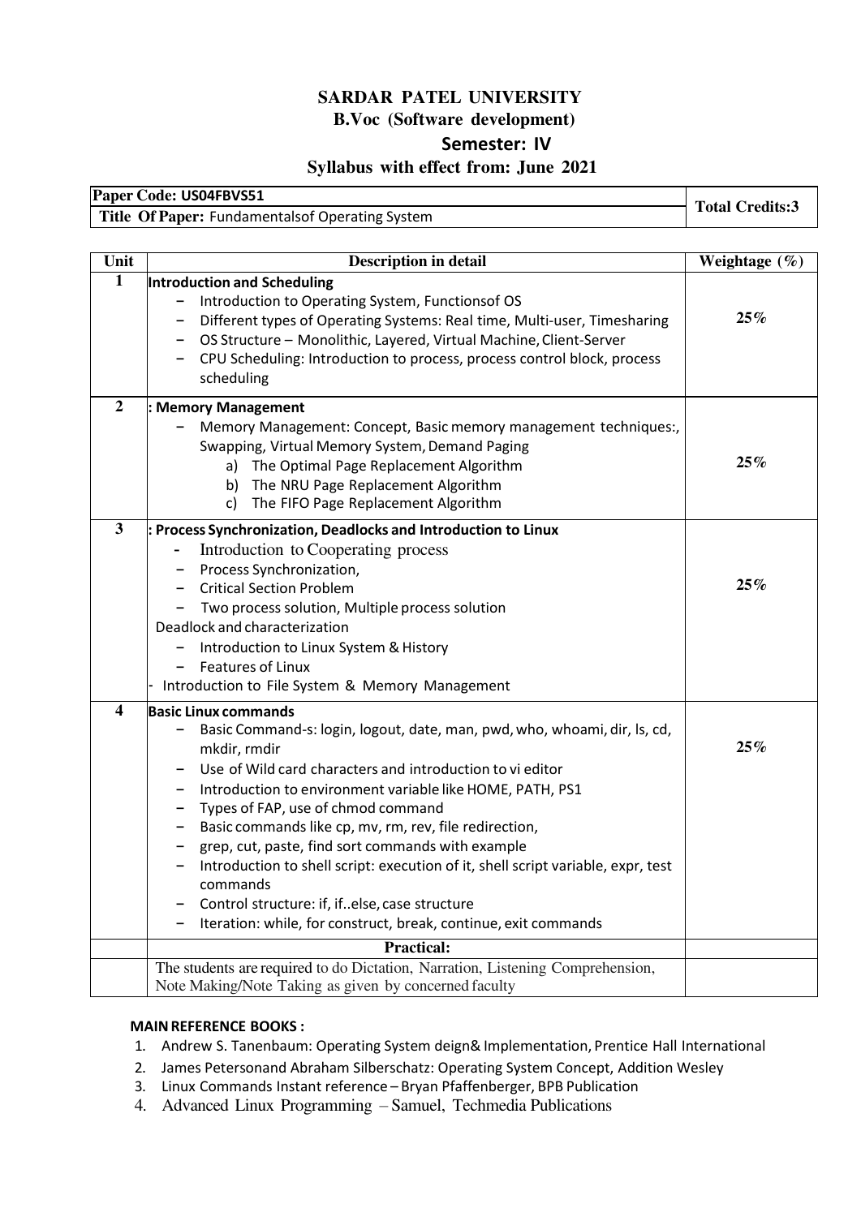# SARDAR PATEL UNIVERSITY

## B.Voc (Software development)

## Semester: IV

## Syllabus with effect from: June 2021

| Paper Code: US04FBVS51 | Total Credits:3 |
|---|---|
| **Title Of Paper:** Fundamentalsof Operating System | |

| Unit | Description in detail | Weightage (%) |
|---|---|---|
| 1 | **Introduction and Scheduling**<br>– Introduction to Operating System, Functionsof OS<br>– Different types of Operating Systems: Real time, Multi-user, Timesharing<br>– OS Structure – Monolithic, Layered, Virtual Machine, Client-Server<br>– CPU Scheduling: Introduction to process, process control block, process scheduling | 25% |
| 2 | **: Memory Management**<br>– Memory Management: Concept, Basic memory management techniques:, Swapping, Virtual Memory System, Demand Paging<br>a) The Optimal Page Replacement Algorithm<br>b) The NRU Page Replacement Algorithm<br>c) The FIFO Page Replacement Algorithm | 25% |
| 3 | **: Process Synchronization, Deadlocks and Introduction to Linux**<br>- Introduction to Cooperating process<br>– Process Synchronization,<br>– Critical Section Problem<br>– Two process solution, Multiple process solution<br>Deadlock and characterization<br>– Introduction to Linux System & History<br>– Features of Linux<br>- Introduction to File System & Memory Management | 25% |
| 4 | **Basic Linux commands**<br>– Basic Command-s: login, logout, date, man, pwd, who, whoami, dir, ls, cd, mkdir, rmdir<br>– Use of Wild card characters and introduction to vi editor<br>– Introduction to environment variable like HOME, PATH, PS1<br>– Types of FAP, use of chmod command<br>– Basic commands like cp, mv, rm, rev, file redirection,<br>– grep, cut, paste, find sort commands with example<br>– Introduction to shell script: execution of it, shell script variable, expr, test commands<br>– Control structure: if, if..else, case structure<br>– Iteration: while, for construct, break, continue, exit commands | 25% |
| | **Practical:** | |
| | The students are required to do Dictation, Narration, Listening Comprehension, Note Making/Note Taking as given by concerned faculty | |

**MAIN REFERENCE BOOKS :**

1. Andrew S. Tanenbaum: Operating System deign& Implementation, Prentice Hall International
2. James Petersonand Abraham Silberschatz: Operating System Concept, Addition Wesley
3. Linux Commands Instant reference – Bryan Pfaffenberger, BPB Publication
4. Advanced Linux Programming – Samuel, Techmedia Publications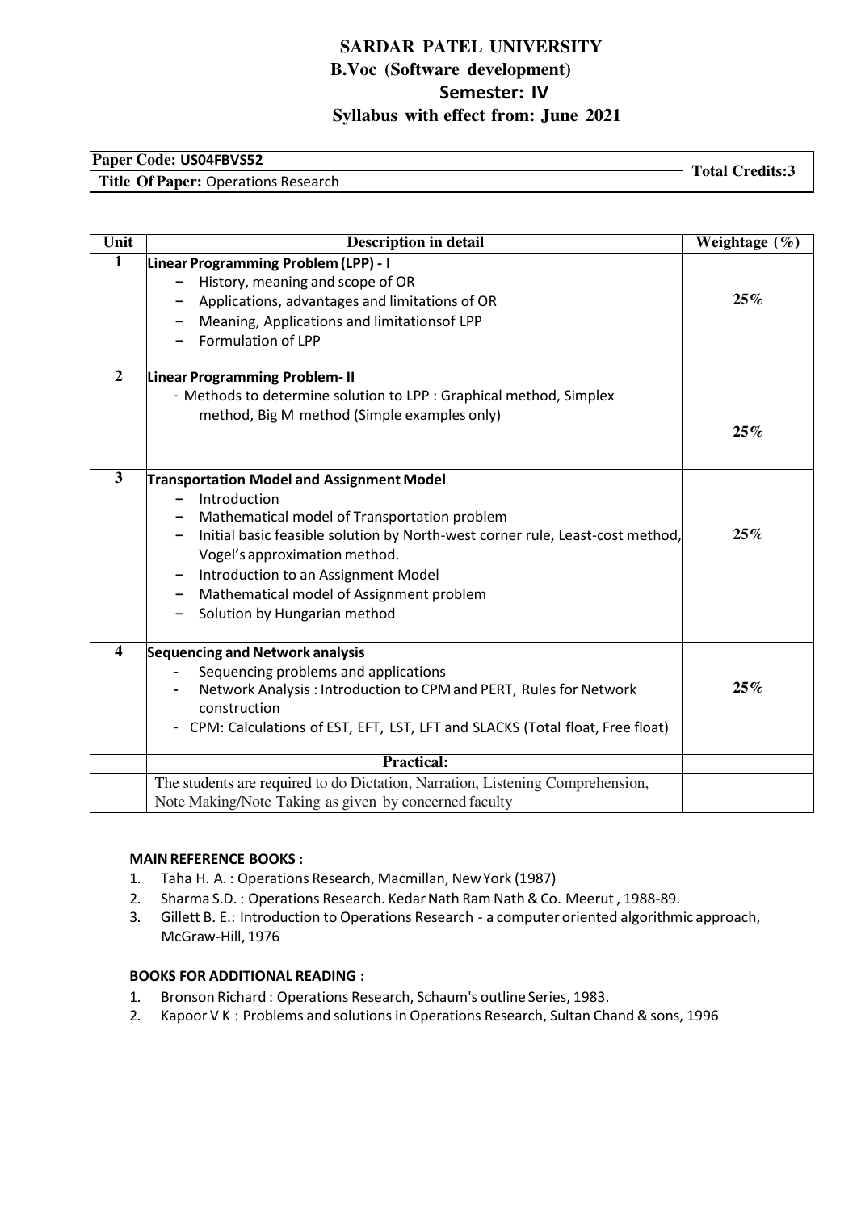# SARDAR PATEL UNIVERSITY
## B.Voc (Software development)
## Semester: IV
## Syllabus with effect from: June 2021

| Paper Code: US04FBVS52 | Total Credits:3 |
|---|---|
| **Title Of Paper:** Operations Research | |

| Unit | Description in detail | Weightage (%) |
|---|---|---|
| 1 | **Linear Programming Problem (LPP) - I**<br>– History, meaning and scope of OR<br>– Applications, advantages and limitations of OR<br>– Meaning, Applications and limitationsof LPP<br>– Formulation of LPP | 25% |
| 2 | **Linear Programming Problem- II**<br>- Methods to determine solution to LPP : Graphical method, Simplex method, Big M method (Simple examples only) | 25% |
| 3 | **Transportation Model and Assignment Model**<br>– Introduction<br>– Mathematical model of Transportation problem<br>– Initial basic feasible solution by North-west corner rule, Least-cost method, Vogel's approximation method.<br>– Introduction to an Assignment Model<br>– Mathematical model of Assignment problem<br>– Solution by Hungarian method | 25% |
| 4 | **Sequencing and Network analysis**<br>- Sequencing problems and applications<br>- Network Analysis : Introduction to CPM and PERT, Rules for Network construction<br>- CPM: Calculations of EST, EFT, LST, LFT and SLACKS (Total float, Free float) | 25% |
| | **Practical:** | |
| | The students are required to do Dictation, Narration, Listening Comprehension, Note Making/Note Taking as given by concerned faculty | |

**MAIN REFERENCE BOOKS :**

1. Taha H. A. : Operations Research, Macmillan, New York (1987)
2. Sharma S.D. : Operations Research. Kedar Nath Ram Nath & Co. Meerut , 1988-89.
3. Gillett B. E.: Introduction to Operations Research - a computer oriented algorithmic approach, McGraw-Hill, 1976

**BOOKS FOR ADDITIONAL READING :**

1. Bronson Richard : Operations Research, Schaum's outline Series, 1983.
2. Kapoor V K : Problems and solutions in Operations Research, Sultan Chand & sons, 1996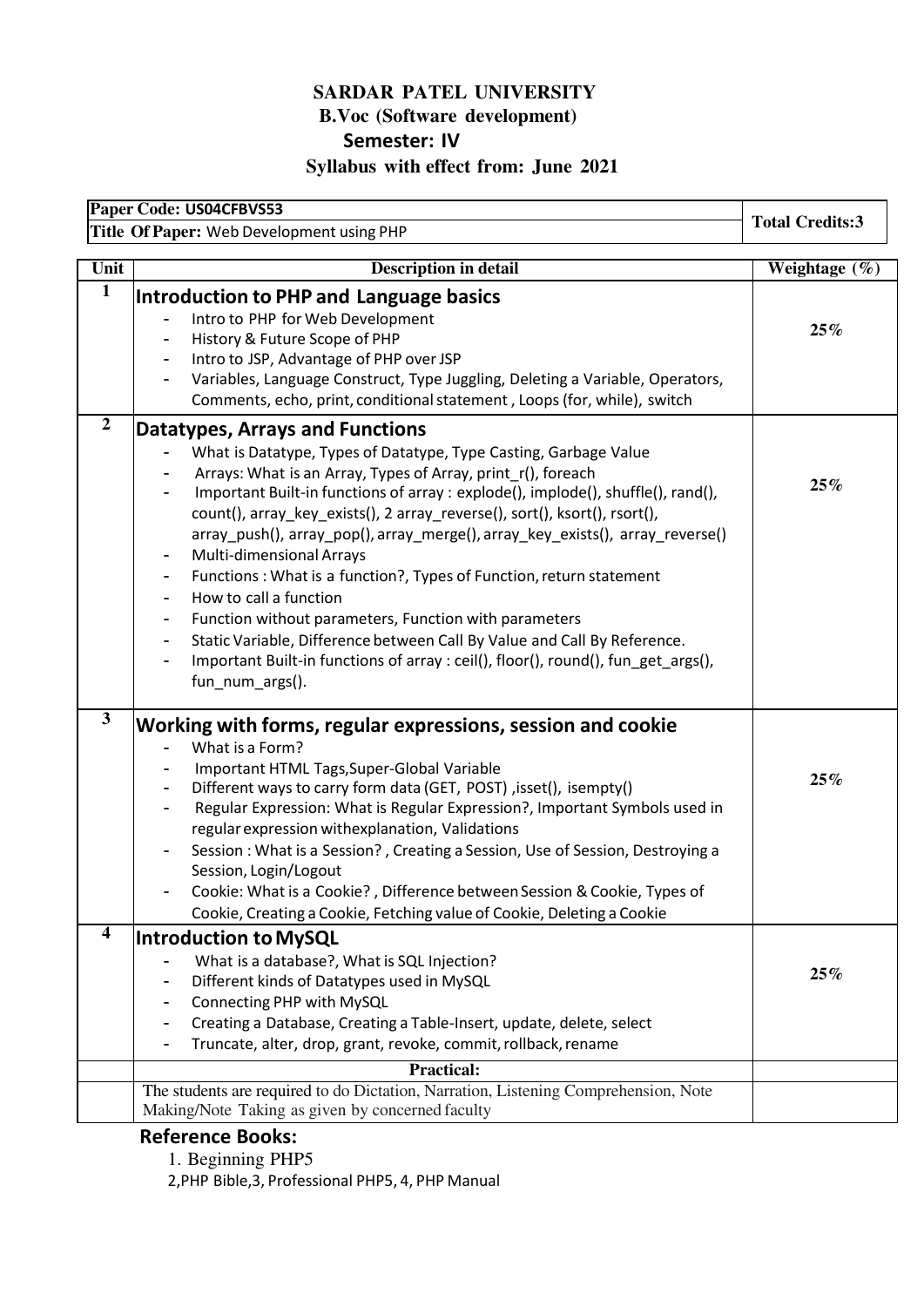# SARDAR PATEL UNIVERSITY

## B.Voc (Software development)

### Semester: IV

### Syllabus with effect from: June 2021

| **Paper Code:** US04CFBVS53 | **Total Credits:3** |
|---|---|
| **Title Of Paper:** Web Development using PHP | |

| Unit | Description in detail | Weightage (%) |
|---|---|---|
| 1 | **Introduction to PHP and Language basics**<br>- Intro to PHP for Web Development<br>- History & Future Scope of PHP<br>- Intro to JSP, Advantage of PHP over JSP<br>- Variables, Language Construct, Type Juggling, Deleting a Variable, Operators, Comments, echo, print, conditional statement , Loops (for, while), switch | 25% |
| 2 | **Datatypes, Arrays and Functions**<br>- What is Datatype, Types of Datatype, Type Casting, Garbage Value<br>- Arrays: What is an Array, Types of Array, print_r(), foreach<br>- Important Built-in functions of array : explode(), implode(), shuffle(), rand(), count(), array_key_exists(), 2 array_reverse(), sort(), ksort(), rsort(), array_push(), array_pop(), array_merge(), array_key_exists(), array_reverse()<br>- Multi-dimensional Arrays<br>- Functions : What is a function?, Types of Function, return statement<br>- How to call a function<br>- Function without parameters, Function with parameters<br>- Static Variable, Difference between Call By Value and Call By Reference.<br>- Important Built-in functions of array : ceil(), floor(), round(), fun_get_args(), fun_num_args(). | 25% |
| 3 | **Working with forms, regular expressions, session and cookie**<br>- What is a Form?<br>- Important HTML Tags,Super-Global Variable<br>- Different ways to carry form data (GET, POST) ,isset(), isempty()<br>- Regular Expression: What is Regular Expression?, Important Symbols used in regular expression withexplanation, Validations<br>- Session : What is a Session? , Creating a Session, Use of Session, Destroying a Session, Login/Logout<br>- Cookie: What is a Cookie? , Difference between Session & Cookie, Types of Cookie, Creating a Cookie, Fetching value of Cookie, Deleting a Cookie | 25% |
| 4 | **Introduction to MySQL**<br>- What is a database?, What is SQL Injection?<br>- Different kinds of Datatypes used in MySQL<br>- Connecting PHP with MySQL<br>- Creating a Database, Creating a Table-Insert, update, delete, select<br>- Truncate, alter, drop, grant, revoke, commit, rollback, rename | 25% |
| | **Practical:** | |
| | The students are required to do Dictation, Narration, Listening Comprehension, Note Making/Note Taking as given by concerned faculty | |

**Reference Books:**

1. Beginning PHP5

2,PHP Bible,3, Professional PHP5, 4, PHP Manual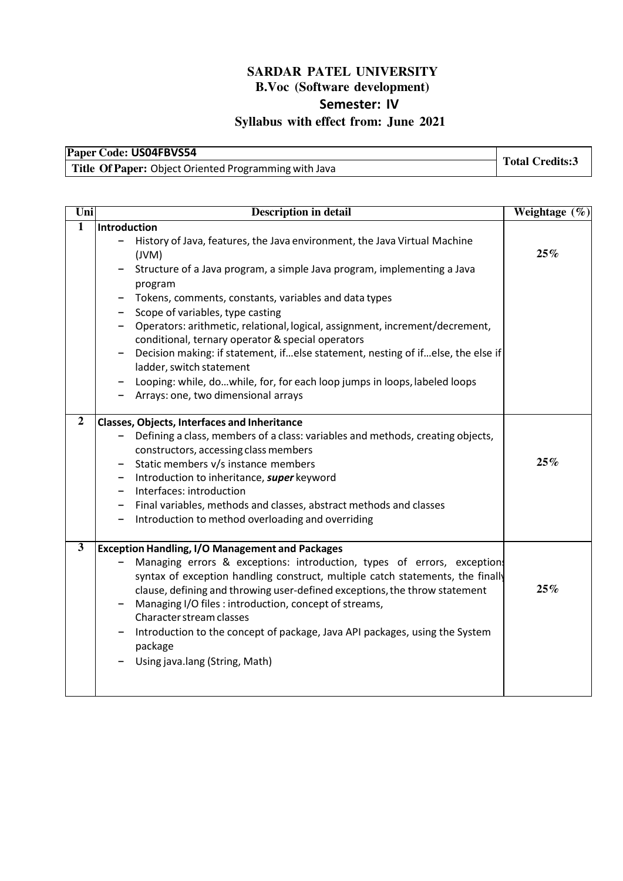# SARDAR PATEL UNIVERSITY

## B.Voc (Software development)

## Semester: IV

## Syllabus with effect from: June 2021

| **Paper Code:** US04FBVS54 | **Total Credits:3** |
|---|---|
| **Title Of Paper:** Object Oriented Programming with Java | |

| Uni | Description in detail | Weightage (%) |
|---|---|---|
| **1** | **Introduction**<br>– History of Java, features, the Java environment, the Java Virtual Machine (JVM)<br>– Structure of a Java program, a simple Java program, implementing a Java program<br>– Tokens, comments, constants, variables and data types<br>– Scope of variables, type casting<br>– Operators: arithmetic, relational, logical, assignment, increment/decrement, conditional, ternary operator & special operators<br>– Decision making: if statement, if…else statement, nesting of if…else, the else if ladder, switch statement<br>– Looping: while, do…while, for, for each loop jumps in loops, labeled loops<br>– Arrays: one, two dimensional arrays | **25%** |
| **2** | **Classes, Objects, Interfaces and Inheritance**<br>– Defining a class, members of a class: variables and methods, creating objects, constructors, accessing class members<br>– Static members v/s instance members<br>– Introduction to inheritance, ***super*** keyword<br>– Interfaces: introduction<br>– Final variables, methods and classes, abstract methods and classes<br>– Introduction to method overloading and overriding | **25%** |
| **3** | **Exception Handling, I/O Management and Packages**<br>– Managing errors & exceptions: introduction, types of errors, exceptions syntax of exception handling construct, multiple catch statements, the finally clause, defining and throwing user-defined exceptions, the throw statement<br>– Managing I/O files : introduction, concept of streams, Character stream classes<br>– Introduction to the concept of package, Java API packages, using the System package<br>– Using java.lang (String, Math) | **25%** |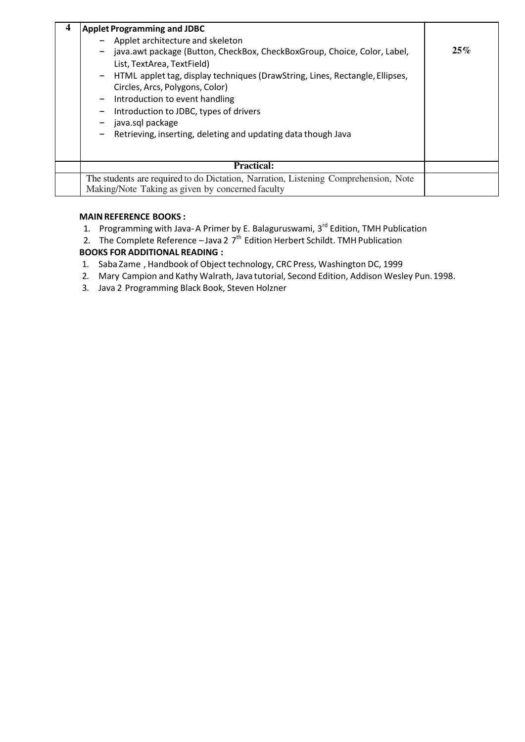| 4 | **Applet Programming and JDBC**<br>– Applet architecture and skeleton<br>– java.awt package (Button, CheckBox, CheckBoxGroup, Choice, Color, Label, List, TextArea, TextField)<br>– HTML applet tag, display techniques (DrawString, Lines, Rectangle, Ellipses, Circles, Arcs, Polygons, Color)<br>– Introduction to event handling<br>– Introduction to JDBC, types of drivers<br>– java.sql package<br>– Retrieving, inserting, deleting and updating data though Java | **25%** |
|---|---|---|
| | **Practical:** | |
| | The students are required to do Dictation, Narration, Listening Comprehension, Note Making/Note Taking as given by concerned faculty | |

**MAIN REFERENCE BOOKS :**

1. Programming with Java- A Primer by E. Balaguruswami, 3rd Edition, TMH Publication
2. The Complete Reference – Java 2 7th Edition Herbert Schildt. TMH Publication

**BOOKS FOR ADDITIONAL READING :**

1. Saba Zame , Handbook of Object technology, CRC Press, Washington DC, 1999
2. Mary Campion and Kathy Walrath, Java tutorial, Second Edition, Addison Wesley Pun. 1998.
3. Java 2 Programming Black Book, Steven Holzner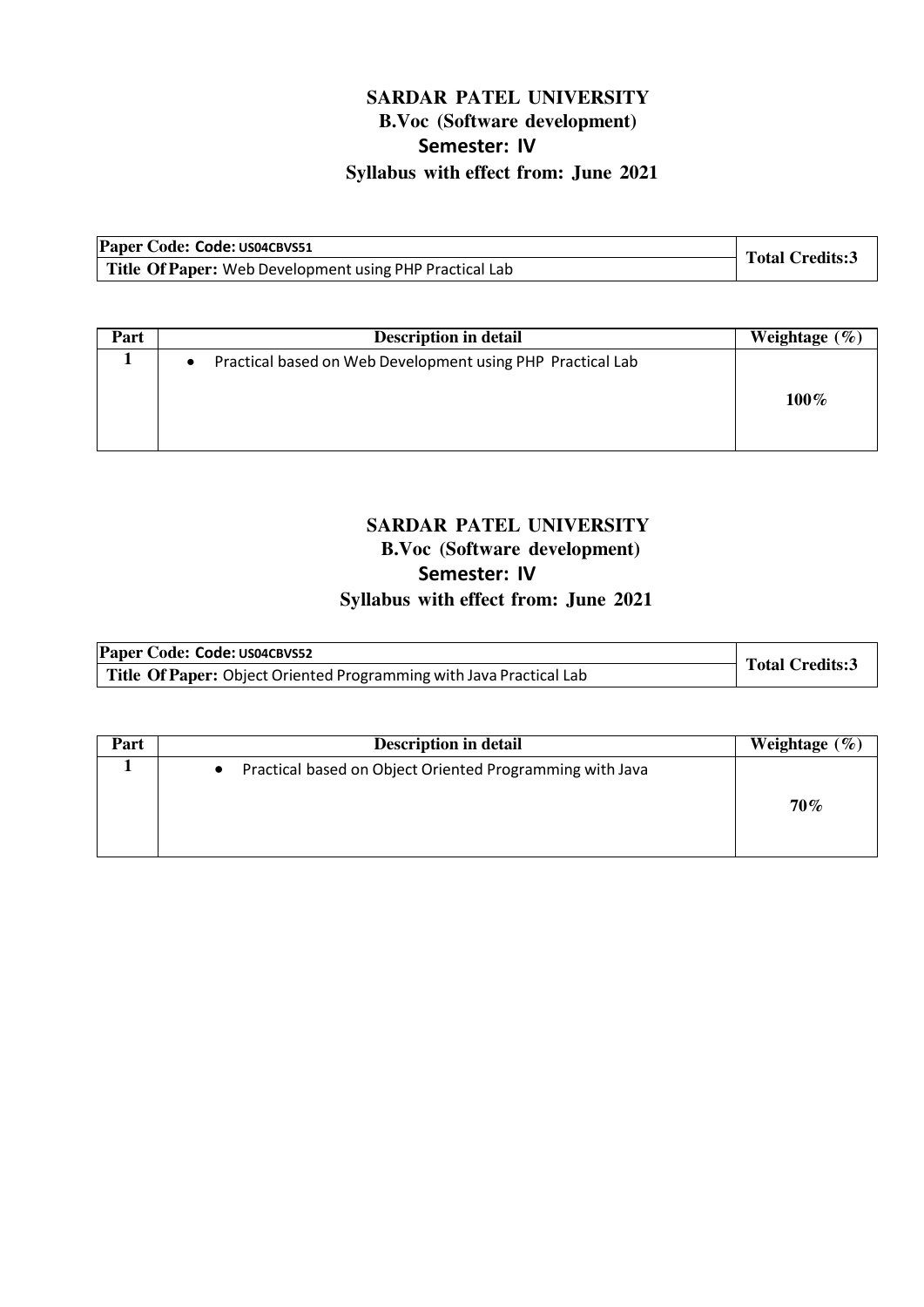# SARDAR PATEL UNIVERSITY

## B.Voc (Software development)

## Semester: IV

## Syllabus with effect from: June 2021

| | |
|---|---|
| **Paper Code: Code:** US04CBVS51 | **Total Credits:3** |
| **Title Of Paper:** Web Development using PHP Practical Lab | |

| Part | Description in detail | Weightage (%) |
|---|---|---|
| 1 | • Practical based on Web Development using PHP Practical Lab | 100% |

# SARDAR PATEL UNIVERSITY

## B.Voc (Software development)

## Semester: IV

## Syllabus with effect from: June 2021

| | |
|---|---|
| **Paper Code: Code:** US04CBVS52 | **Total Credits:3** |
| **Title Of Paper:** Object Oriented Programming with Java Practical Lab | |

| Part | Description in detail | Weightage (%) |
|---|---|---|
| 1 | • Practical based on Object Oriented Programming with Java | 70% |